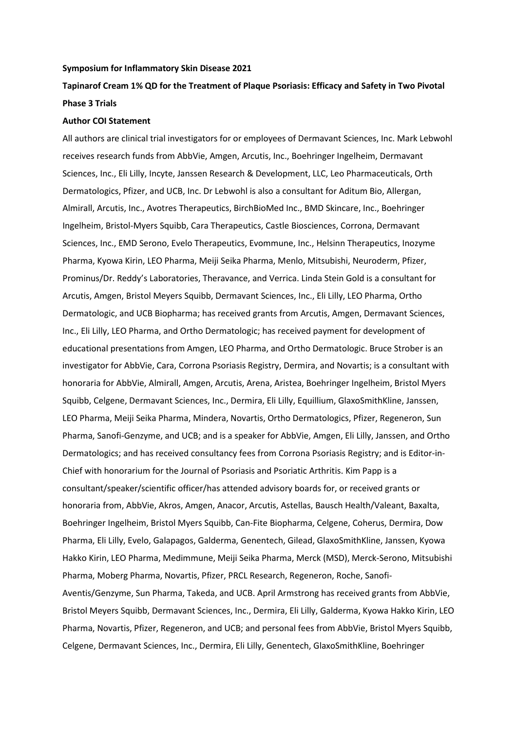**Symposium for Inflammatory Skin Disease 2021**

**Tapinarof Cream 1% QD for the Treatment of Plaque Psoriasis: Efficacy and Safety in Two Pivotal Phase 3 Trials**

**Author COI Statement**

All authors are clinical trial investigators for or employees of Dermavant Sciences, Inc. Mark Lebwohl receives research funds from AbbVie, Amgen, Arcutis, Inc., Boehringer Ingelheim, Dermavant Sciences, Inc., Eli Lilly, Incyte, Janssen Research & Development, LLC, Leo Pharmaceuticals, Orth Dermatologics, Pfizer, and UCB, Inc. Dr Lebwohl is also a consultant for Aditum Bio, Allergan, Almirall, Arcutis, Inc., Avotres Therapeutics, BirchBioMed Inc., BMD Skincare, Inc., Boehringer Ingelheim, Bristol-Myers Squibb, Cara Therapeutics, Castle Biosciences, Corrona, Dermavant Sciences, Inc., EMD Serono, Evelo Therapeutics, Evommune, Inc., Helsinn Therapeutics, Inozyme Pharma, Kyowa Kirin, LEO Pharma, Meiji Seika Pharma, Menlo, Mitsubishi, Neuroderm, Pfizer, Prominus/Dr. Reddy's Laboratories, Theravance, and Verrica. Linda Stein Gold is a consultant for Arcutis, Amgen, Bristol Meyers Squibb, Dermavant Sciences, Inc., Eli Lilly, LEO Pharma, Ortho Dermatologic, and UCB Biopharma; has received grants from Arcutis, Amgen, Dermavant Sciences, Inc., Eli Lilly, LEO Pharma, and Ortho Dermatologic; has received payment for development of educational presentations from Amgen, LEO Pharma, and Ortho Dermatologic. Bruce Strober is an investigator for AbbVie, Cara, Corrona Psoriasis Registry, Dermira, and Novartis; is a consultant with honoraria for AbbVie, Almirall, Amgen, Arcutis, Arena, Aristea, Boehringer Ingelheim, Bristol Myers Squibb, Celgene, Dermavant Sciences, Inc., Dermira, Eli Lilly, Equillium, GlaxoSmithKline, Janssen, LEO Pharma, Meiji Seika Pharma, Mindera, Novartis, Ortho Dermatologics, Pfizer, Regeneron, Sun Pharma, Sanofi-Genzyme, and UCB; and is a speaker for AbbVie, Amgen, Eli Lilly, Janssen, and Ortho Dermatologics; and has received consultancy fees from Corrona Psoriasis Registry; and is Editor-in-Chief with honorarium for the Journal of Psoriasis and Psoriatic Arthritis. Kim Papp is a consultant/speaker/scientific officer/has attended advisory boards for, or received grants or honoraria from, AbbVie, Akros, Amgen, Anacor, Arcutis, Astellas, Bausch Health/Valeant, Baxalta, Boehringer Ingelheim, Bristol Myers Squibb, Can-Fite Biopharma, Celgene, Coherus, Dermira, Dow Pharma, Eli Lilly, Evelo, Galapagos, Galderma, Genentech, Gilead, GlaxoSmithKline, Janssen, Kyowa Hakko Kirin, LEO Pharma, Medimmune, Meiji Seika Pharma, Merck (MSD), Merck-Serono, Mitsubishi Pharma, Moberg Pharma, Novartis, Pfizer, PRCL Research, Regeneron, Roche, Sanofi-Aventis/Genzyme, Sun Pharma, Takeda, and UCB. April Armstrong has received grants from AbbVie, Bristol Meyers Squibb, Dermavant Sciences, Inc., Dermira, Eli Lilly, Galderma, Kyowa Hakko Kirin, LEO Pharma, Novartis, Pfizer, Regeneron, and UCB; and personal fees from AbbVie, Bristol Myers Squibb, Celgene, Dermavant Sciences, Inc., Dermira, Eli Lilly, Genentech, GlaxoSmithKline, Boehringer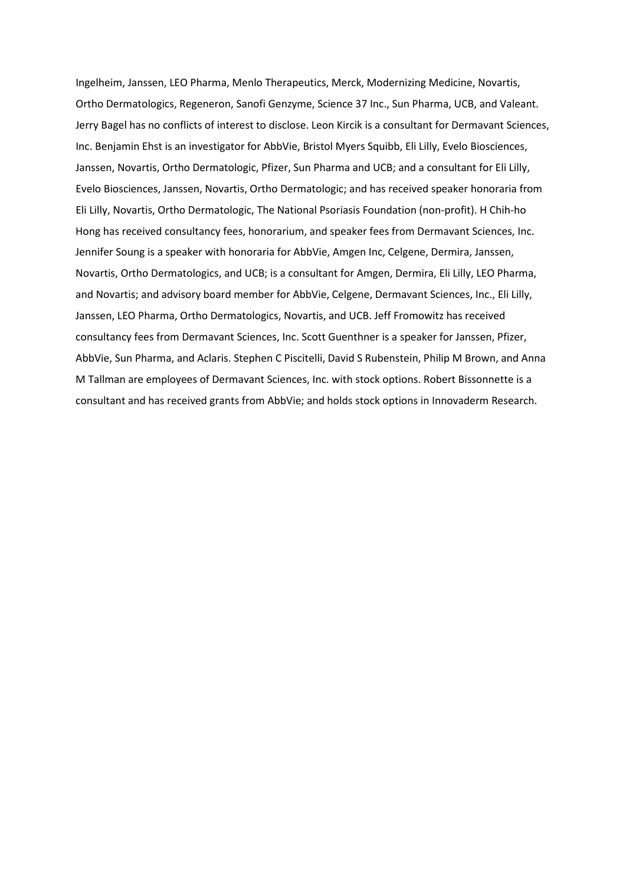Ingelheim, Janssen, LEO Pharma, Menlo Therapeutics, Merck, Modernizing Medicine, Novartis, Ortho Dermatologics, Regeneron, Sanofi Genzyme, Science 37 Inc., Sun Pharma, UCB, and Valeant. Jerry Bagel has no conflicts of interest to disclose. Leon Kircik is a consultant for Dermavant Sciences, Inc. Benjamin Ehst is an investigator for AbbVie, Bristol Myers Squibb, Eli Lilly, Evelo Biosciences, Janssen, Novartis, Ortho Dermatologic, Pfizer, Sun Pharma and UCB; and a consultant for Eli Lilly, Evelo Biosciences, Janssen, Novartis, Ortho Dermatologic; and has received speaker honoraria from Eli Lilly, Novartis, Ortho Dermatologic, The National Psoriasis Foundation (non-profit). H Chih-ho Hong has received consultancy fees, honorarium, and speaker fees from Dermavant Sciences, Inc. Jennifer Soung is a speaker with honoraria for AbbVie, Amgen Inc, Celgene, Dermira, Janssen, Novartis, Ortho Dermatologics, and UCB; is a consultant for Amgen, Dermira, Eli Lilly, LEO Pharma, and Novartis; and advisory board member for AbbVie, Celgene, Dermavant Sciences, Inc., Eli Lilly, Janssen, LEO Pharma, Ortho Dermatologics, Novartis, and UCB. Jeff Fromowitz has received consultancy fees from Dermavant Sciences, Inc. Scott Guenthner is a speaker for Janssen, Pfizer, AbbVie, Sun Pharma, and Aclaris. Stephen C Piscitelli, David S Rubenstein, Philip M Brown, and Anna M Tallman are employees of Dermavant Sciences, Inc. with stock options. Robert Bissonnette is a consultant and has received grants from AbbVie; and holds stock options in Innovaderm Research.